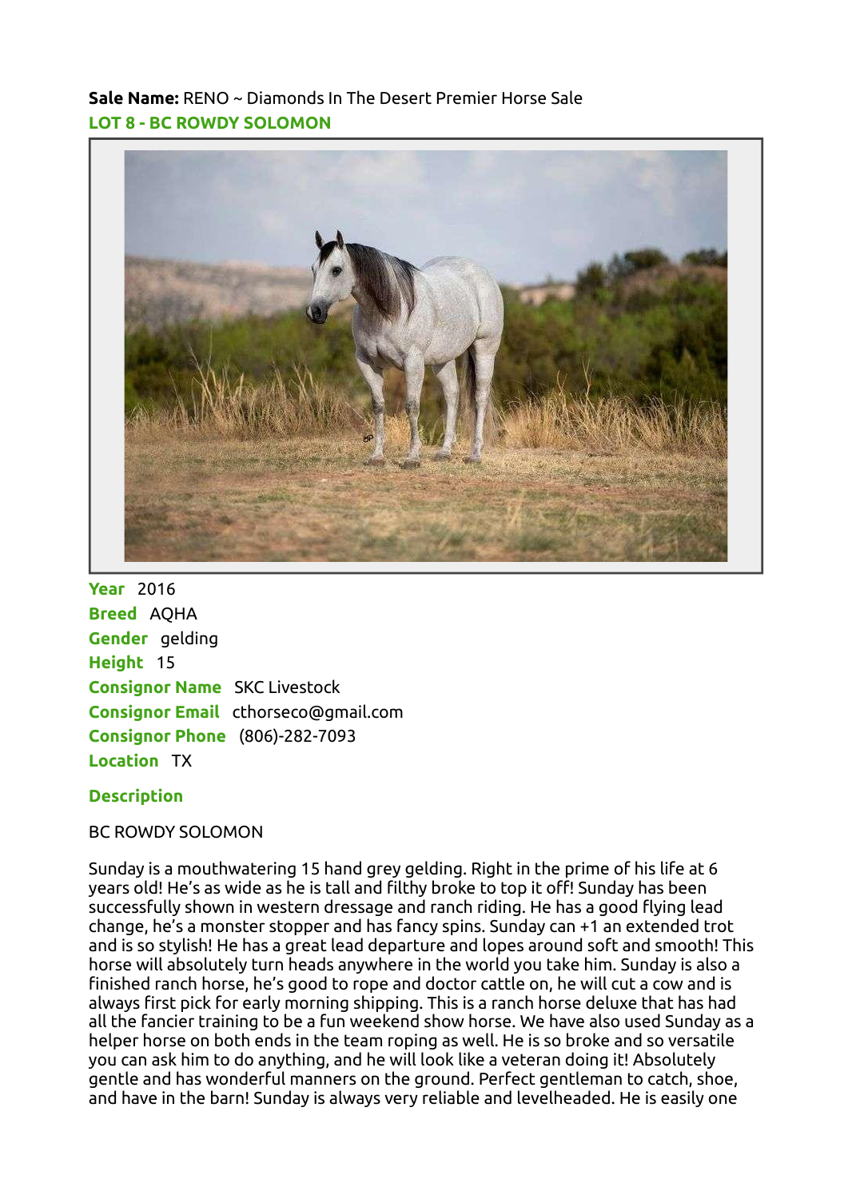**Sale Name:** RENO ~ Diamonds In The Desert Premier Horse Sale

## LOT 8 - BC ROWDY SOLOMON

**Year** 2016
**Breed** AQHA
**Gender** gelding
**Height** 15
**Consignor Name** SKC Livestock
**Consignor Email** cthorseco@gmail.com
**Consignor Phone** (806)-282-7093
**Location** TX

### Description

BC ROWDY SOLOMON

Sunday is a mouthwatering 15 hand grey gelding. Right in the prime of his life at 6 years old! He's as wide as he is tall and filthy broke to top it off! Sunday has been successfully shown in western dressage and ranch riding. He has a good flying lead change, he's a monster stopper and has fancy spins. Sunday can +1 an extended trot and is so stylish! He has a great lead departure and lopes around soft and smooth! This horse will absolutely turn heads anywhere in the world you take him. Sunday is also a finished ranch horse, he's good to rope and doctor cattle on, he will cut a cow and is always first pick for early morning shipping. This is a ranch horse deluxe that has had all the fancier training to be a fun weekend show horse. We have also used Sunday as a helper horse on both ends in the team roping as well. He is so broke and so versatile you can ask him to do anything, and he will look like a veteran doing it! Absolutely gentle and has wonderful manners on the ground. Perfect gentleman to catch, shoe, and have in the barn! Sunday is always very reliable and levelheaded. He is easily one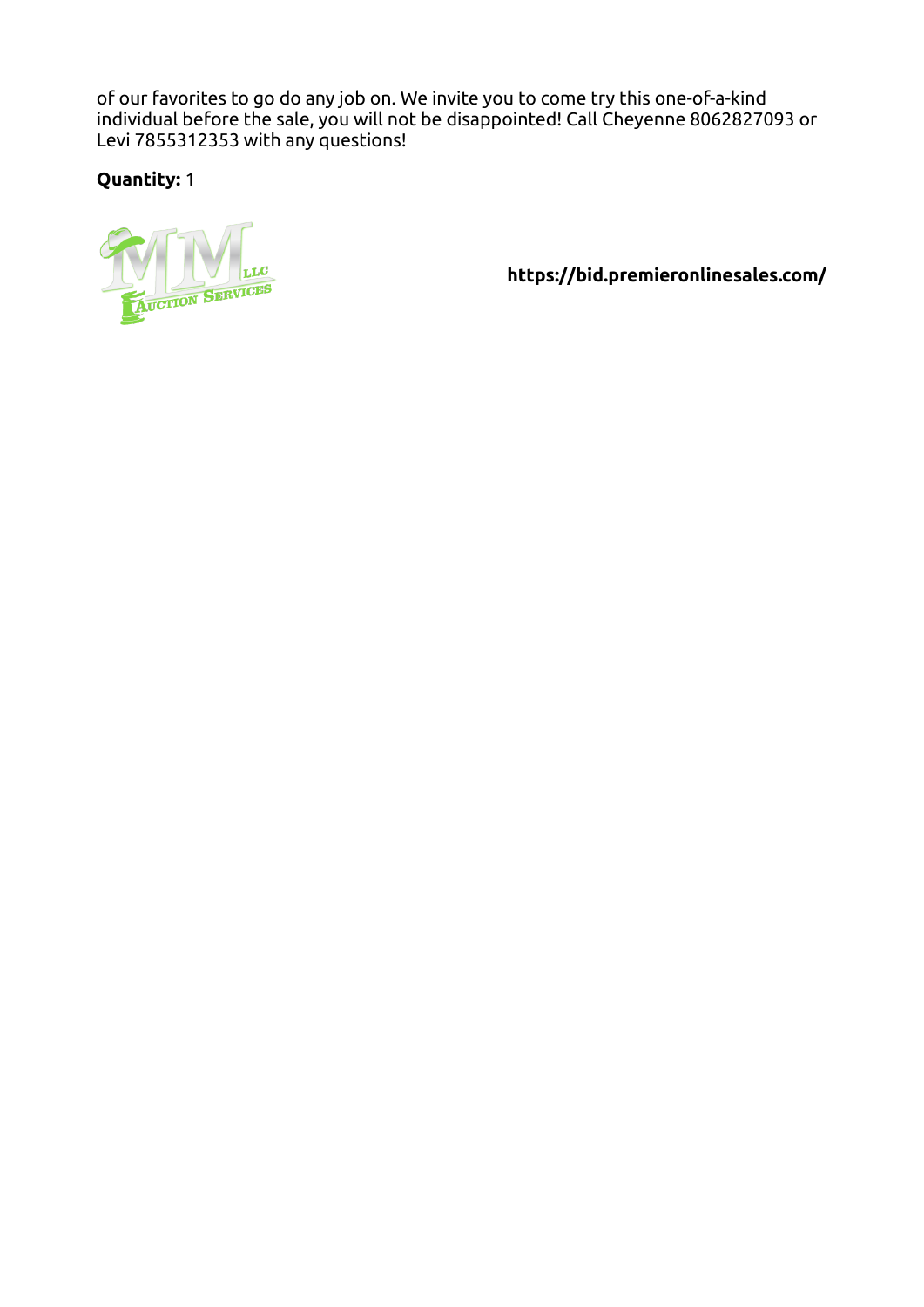of our favorites to go do any job on. We invite you to come try this one-of-a-kind individual before the sale, you will not be disappointed! Call Cheyenne 8062827093 or Levi 7855312353 with any questions!

**Quantity:** 1

**https://bid.premieronlinesales.com/**